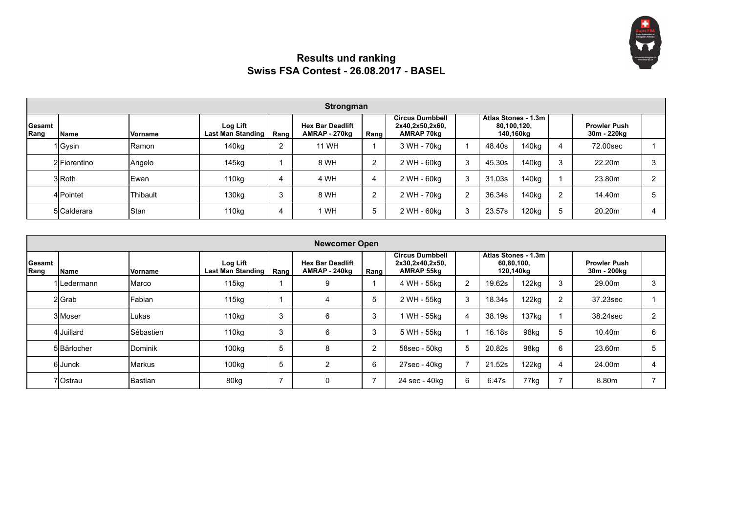# Results und ranking
## Swiss FSA Contest - 26.08.2017 - BASEL

| Strongman | | | | | | | | | | | | | |
|---|---|---|---|---|---|---|---|---|---|---|---|---|---|
| Gesamt Rang | Name | Vorname | Log Lift Last Man Standing | Rang | Hex Bar Deadlift AMRAP - 270kg | Rang | Circus Dumbbell 2x40,2x50,2x60, AMRAP 70kg | | Atlas Stones - 1.3m 80,100,120, 140,160kg | | | Prowler Push 30m - 220kg | |
| 1 | Gysin | Ramon | 140kg | 2 | 11 WH | 1 | 3 WH - 70kg | 1 | 48.40s | 140kg | 4 | 72.00sec | 1 |
| 2 | Fiorentino | Angelo | 145kg | 1 | 8 WH | 2 | 2 WH - 60kg | 3 | 45.30s | 140kg | 3 | 22.20m | 3 |
| 3 | Roth | Ewan | 110kg | 4 | 4 WH | 4 | 2 WH - 60kg | 3 | 31.03s | 140kg | 1 | 23.80m | 2 |
| 4 | Pointet | Thibault | 130kg | 3 | 8 WH | 2 | 2 WH - 70kg | 2 | 36.34s | 140kg | 2 | 14.40m | 5 |
| 5 | Calderara | Stan | 110kg | 4 | 1 WH | 5 | 2 WH - 60kg | 3 | 23.57s | 120kg | 5 | 20.20m | 4 |

| Newcomer Open | | | | | | | | | | | | | |
|---|---|---|---|---|---|---|---|---|---|---|---|---|---|
| Gesamt Rang | Name | Vorname | Log Lift Last Man Standing | Rang | Hex Bar Deadlift AMRAP - 240kg | Rang | Circus Dumbbell 2x30,2x40,2x50, AMRAP 55kg | | Atlas Stones - 1.3m 60,80,100, 120,140kg | | | Prowler Push 30m - 200kg | |
| 1 | Ledermann | Marco | 115kg | 1 | 9 | 1 | 4 WH - 55kg | 2 | 19.62s | 122kg | 3 | 29.00m | 3 |
| 2 | Grab | Fabian | 115kg | 1 | 4 | 5 | 2 WH - 55kg | 3 | 18.34s | 122kg | 2 | 37.23sec | 1 |
| 3 | Moser | Lukas | 110kg | 3 | 6 | 3 | 1 WH - 55kg | 4 | 38.19s | 137kg | 1 | 38.24sec | 2 |
| 4 | Juillard | Sébastien | 110kg | 3 | 6 | 3 | 5 WH - 55kg | 1 | 16.18s | 98kg | 5 | 10.40m | 6 |
| 5 | Bärlocher | Dominik | 100kg | 5 | 8 | 2 | 58sec - 50kg | 5 | 20.82s | 98kg | 6 | 23.60m | 5 |
| 6 | Junck | Markus | 100kg | 5 | 2 | 6 | 27sec - 40kg | 7 | 21.52s | 122kg | 4 | 24.00m | 4 |
| 7 | Ostrau | Bastian | 80kg | 7 | 0 | 7 | 24 sec - 40kg | 6 | 6.47s | 77kg | 7 | 8.80m | 7 |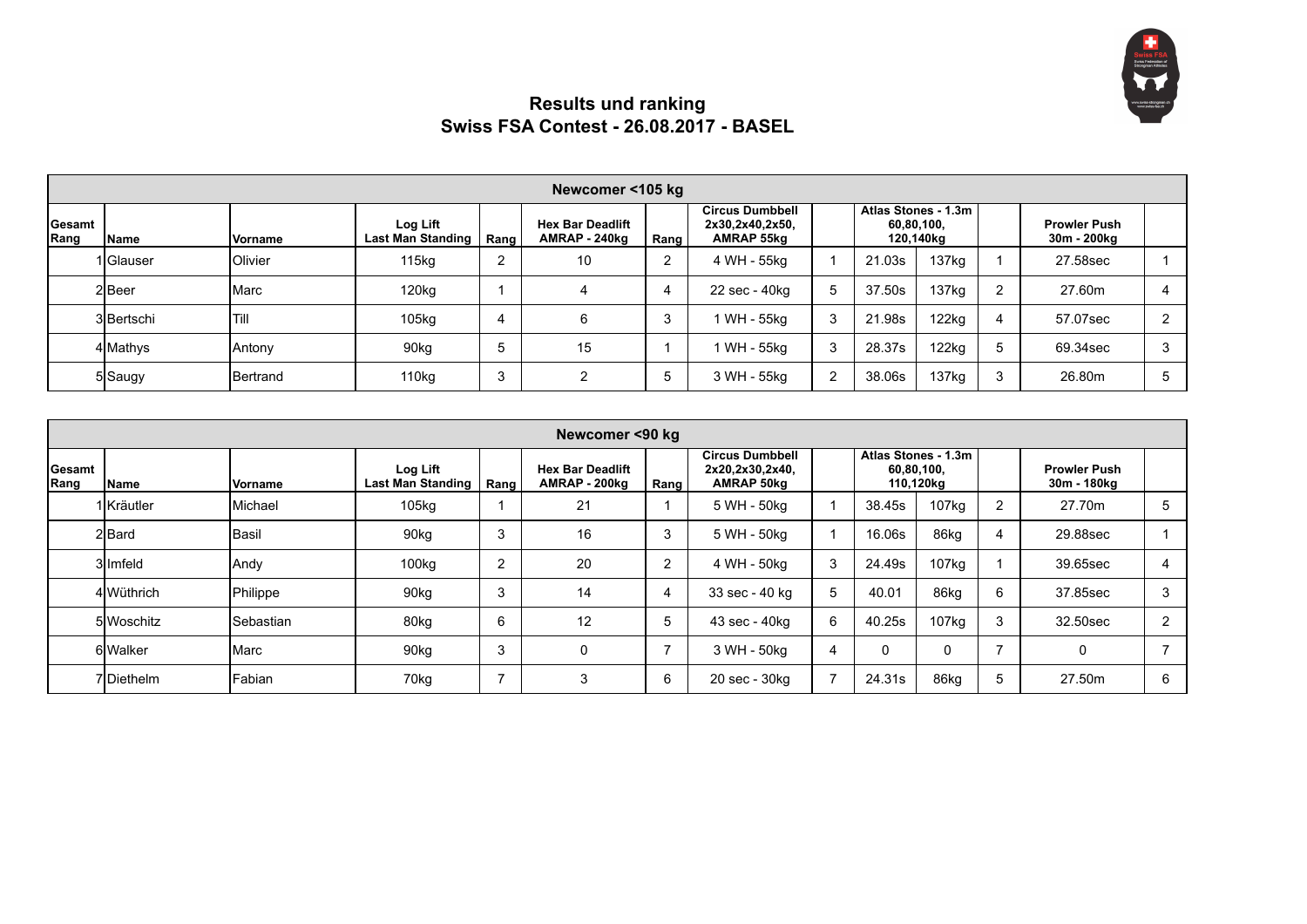## Results und ranking
## Swiss FSA Contest - 26.08.2017 - BASEL

| Newcomer <105 kg | | | | | | | | | | | | | |
|---|---|---|---|---|---|---|---|---|---|---|---|---|---|
| Gesamt Rang | Name | Vorname | Log Lift Last Man Standing | Rang | Hex Bar Deadlift AMRAP - 240kg | Rang | Circus Dumbbell 2x30,2x40,2x50, AMRAP 55kg | | Atlas Stones - 1.3m 60,80,100, 120,140kg | | | Prowler Push 30m - 200kg | |
| 1 | Glauser | Olivier | 115kg | 2 | 10 | 2 | 4 WH - 55kg | 1 | 21.03s | 137kg | 1 | 27.58sec | 1 |
| 2 | Beer | Marc | 120kg | 1 | 4 | 4 | 22 sec - 40kg | 5 | 37.50s | 137kg | 2 | 27.60m | 4 |
| 3 | Bertschi | Till | 105kg | 4 | 6 | 3 | 1 WH - 55kg | 3 | 21.98s | 122kg | 4 | 57.07sec | 2 |
| 4 | Mathys | Antony | 90kg | 5 | 15 | 1 | 1 WH - 55kg | 3 | 28.37s | 122kg | 5 | 69.34sec | 3 |
| 5 | Saugy | Bertrand | 110kg | 3 | 2 | 5 | 3 WH - 55kg | 2 | 38.06s | 137kg | 3 | 26.80m | 5 |

| Newcomer <90 kg | | | | | | | | | | | | | |
|---|---|---|---|---|---|---|---|---|---|---|---|---|---|
| Gesamt Rang | Name | Vorname | Log Lift Last Man Standing | Rang | Hex Bar Deadlift AMRAP - 200kg | Rang | Circus Dumbbell 2x20,2x30,2x40, AMRAP 50kg | | Atlas Stones - 1.3m 60,80,100, 110,120kg | | | Prowler Push 30m - 180kg | |
| 1 | Kräutler | Michael | 105kg | 1 | 21 | 1 | 5 WH - 50kg | 1 | 38.45s | 107kg | 2 | 27.70m | 5 |
| 2 | Bard | Basil | 90kg | 3 | 16 | 3 | 5 WH - 50kg | 1 | 16.06s | 86kg | 4 | 29.88sec | 1 |
| 3 | Imfeld | Andy | 100kg | 2 | 20 | 2 | 4 WH - 50kg | 3 | 24.49s | 107kg | 1 | 39.65sec | 4 |
| 4 | Wüthrich | Philippe | 90kg | 3 | 14 | 4 | 33 sec - 40 kg | 5 | 40.01 | 86kg | 6 | 37.85sec | 3 |
| 5 | Woschitz | Sebastian | 80kg | 6 | 12 | 5 | 43 sec - 40kg | 6 | 40.25s | 107kg | 3 | 32.50sec | 2 |
| 6 | Walker | Marc | 90kg | 3 | 0 | 7 | 3 WH - 50kg | 4 | 0 | 0 | 7 | 0 | 7 |
| 7 | Diethelm | Fabian | 70kg | 7 | 3 | 6 | 20 sec - 30kg | 7 | 24.31s | 86kg | 5 | 27.50m | 6 |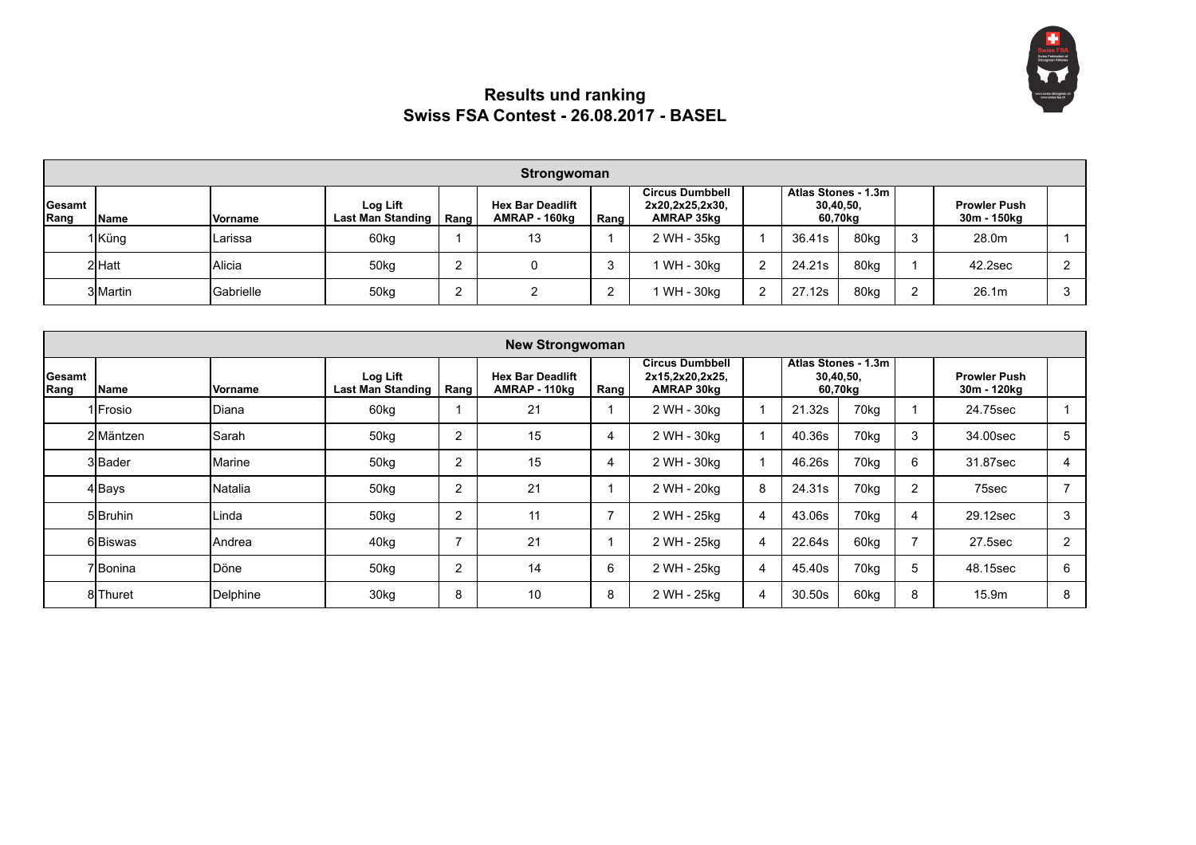# Results und ranking
# Swiss FSA Contest - 26.08.2017 - BASEL

| Strongwoman | | | | | | | | | | | | | |
|---|---|---|---|---|---|---|---|---|---|---|---|---|---|
| **Gesamt Rang** | **Name** | **Vorname** | **Log Lift Last Man Standing** | **Rang** | **Hex Bar Deadlift AMRAP - 160kg** | **Rang** | **Circus Dumbbell 2x20,2x25,2x30, AMRAP 35kg** | | **Atlas Stones - 1.3m 30,40,50, 60,70kg** | | | **Prowler Push 30m - 150kg** | |
| 1 | Küng | Larissa | 60kg | 1 | 13 | 1 | 2 WH - 35kg | 1 | 36.41s | 80kg | 3 | 28.0m | 1 |
| 2 | Hatt | Alicia | 50kg | 2 | 0 | 3 | 1 WH - 30kg | 2 | 24.21s | 80kg | 1 | 42.2sec | 2 |
| 3 | Martin | Gabrielle | 50kg | 2 | 2 | 2 | 1 WH - 30kg | 2 | 27.12s | 80kg | 2 | 26.1m | 3 |

| New Strongwoman | | | | | | | | | | | | | |
|---|---|---|---|---|---|---|---|---|---|---|---|---|---|
| **Gesamt Rang** | **Name** | **Vorname** | **Log Lift Last Man Standing** | **Rang** | **Hex Bar Deadlift AMRAP - 110kg** | **Rang** | **Circus Dumbbell 2x15,2x20,2x25, AMRAP 30kg** | | **Atlas Stones - 1.3m 30,40,50, 60,70kg** | | | **Prowler Push 30m - 120kg** | |
| 1 | Frosio | Diana | 60kg | 1 | 21 | 1 | 2 WH - 30kg | 1 | 21.32s | 70kg | 1 | 24.75sec | 1 |
| 2 | Mäntzen | Sarah | 50kg | 2 | 15 | 4 | 2 WH - 30kg | 1 | 40.36s | 70kg | 3 | 34.00sec | 5 |
| 3 | Bader | Marine | 50kg | 2 | 15 | 4 | 2 WH - 30kg | 1 | 46.26s | 70kg | 6 | 31.87sec | 4 |
| 4 | Bays | Natalia | 50kg | 2 | 21 | 1 | 2 WH - 20kg | 8 | 24.31s | 70kg | 2 | 75sec | 7 |
| 5 | Bruhin | Linda | 50kg | 2 | 11 | 7 | 2 WH - 25kg | 4 | 43.06s | 70kg | 4 | 29.12sec | 3 |
| 6 | Biswas | Andrea | 40kg | 7 | 21 | 1 | 2 WH - 25kg | 4 | 22.64s | 60kg | 7 | 27.5sec | 2 |
| 7 | Bonina | Döne | 50kg | 2 | 14 | 6 | 2 WH - 25kg | 4 | 45.40s | 70kg | 5 | 48.15sec | 6 |
| 8 | Thuret | Delphine | 30kg | 8 | 10 | 8 | 2 WH - 25kg | 4 | 30.50s | 60kg | 8 | 15.9m | 8 |